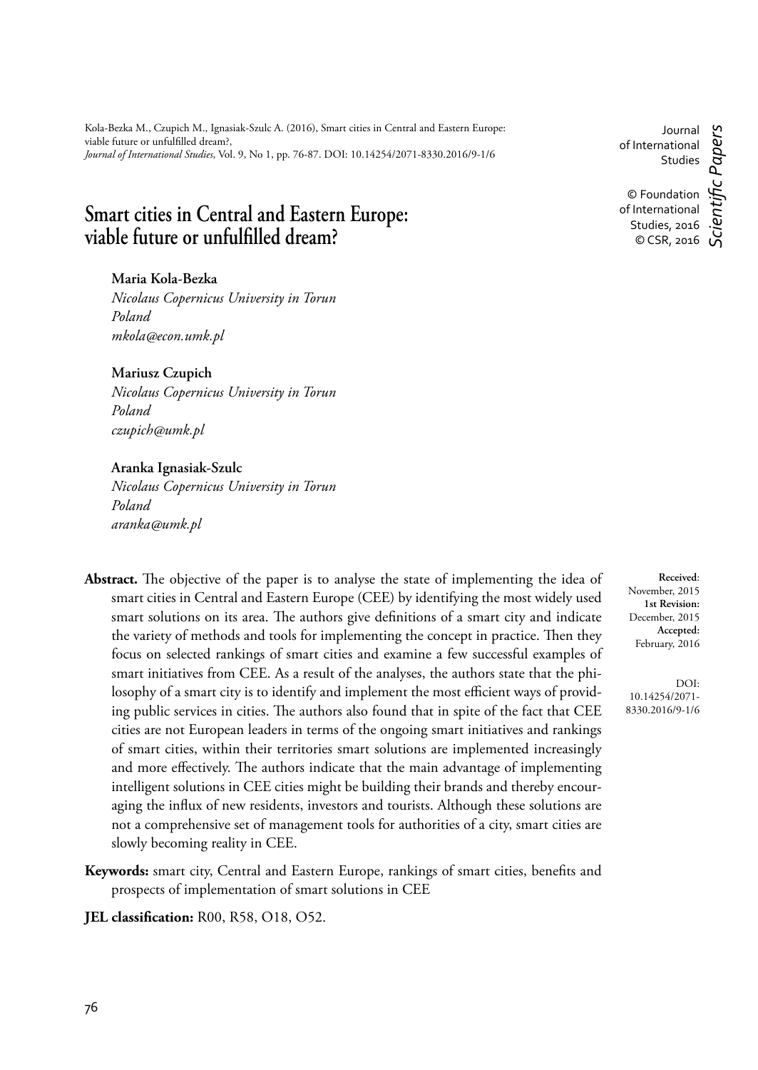Kola-Bezka M., Czupich M., Ignasiak-Szulc A. (2016), Smart cities in Central and Eastern Europe: viable future or unfulfilled dream?, *Journal of International Studies*, Vol. 9, No 1, pp. 76-87. DOI: 10.14254/2071-8330.2016/9-1/6

Journal of International Studies

© Foundation of International Studies, 2016
© CSR, 2016

*Scientific Papers*

# Smart cities in Central and Eastern Europe: viable future or unfulfilled dream?

**Maria Kola-Bezka**
*Nicolaus Copernicus University in Torun*
*Poland*
*mkola@econ.umk.pl*

**Mariusz Czupich**
*Nicolaus Copernicus University in Torun*
*Poland*
*czupich@umk.pl*

**Aranka Ignasiak-Szulc**
*Nicolaus Copernicus University in Torun*
*Poland*
*aranka@umk.pl*

**Received**: November, 2015
**1st Revision:** December, 2015
**Accepted:** February, 2016

DOI: 10.14254/2071-8330.2016/9-1/6

**Abstract.** The objective of the paper is to analyse the state of implementing the idea of smart cities in Central and Eastern Europe (CEE) by identifying the most widely used smart solutions on its area. The authors give definitions of a smart city and indicate the variety of methods and tools for implementing the concept in practice. Then they focus on selected rankings of smart cities and examine a few successful examples of smart initiatives from CEE. As a result of the analyses, the authors state that the philosophy of a smart city is to identify and implement the most efficient ways of providing public services in cities. The authors also found that in spite of the fact that CEE cities are not European leaders in terms of the ongoing smart initiatives and rankings of smart cities, within their territories smart solutions are implemented increasingly and more effectively. The authors indicate that the main advantage of implementing intelligent solutions in CEE cities might be building their brands and thereby encouraging the influx of new residents, investors and tourists. Although these solutions are not a comprehensive set of management tools for authorities of a city, smart cities are slowly becoming reality in CEE.

**Keywords:** smart city, Central and Eastern Europe, rankings of smart cities, benefits and prospects of implementation of smart solutions in CEE

**JEL classification:** R00, R58, O18, O52.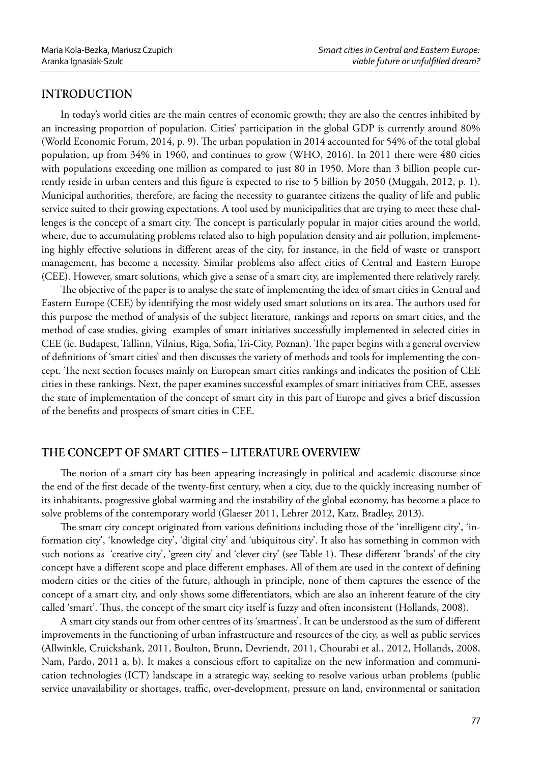## INTRODUCTION

In today's world cities are the main centres of economic growth; they are also the centres inhibited by an increasing proportion of population. Cities' participation in the global GDP is currently around 80% (World Economic Forum, 2014, p. 9). The urban population in 2014 accounted for 54% of the total global population, up from 34% in 1960, and continues to grow (WHO, 2016). In 2011 there were 480 cities with populations exceeding one million as compared to just 80 in 1950. More than 3 billion people currently reside in urban centers and this figure is expected to rise to 5 billion by 2050 (Muggah, 2012, p. 1). Municipal authorities, therefore, are facing the necessity to guarantee citizens the quality of life and public service suited to their growing expectations. A tool used by municipalities that are trying to meet these challenges is the concept of a smart city. The concept is particularly popular in major cities around the world, where, due to accumulating problems related also to high population density and air pollution, implementing highly effective solutions in different areas of the city, for instance, in the field of waste or transport management, has become a necessity. Similar problems also affect cities of Central and Eastern Europe (CEE). However, smart solutions, which give a sense of a smart city, are implemented there relatively rarely.

The objective of the paper is to analyse the state of implementing the idea of smart cities in Central and Eastern Europe (CEE) by identifying the most widely used smart solutions on its area. The authors used for this purpose the method of analysis of the subject literature, rankings and reports on smart cities, and the method of case studies, giving examples of smart initiatives successfully implemented in selected cities in CEE (ie. Budapest, Tallinn, Vilnius, Riga, Sofia, Tri-City, Poznan). The paper begins with a general overview of definitions of 'smart cities' and then discusses the variety of methods and tools for implementing the concept. The next section focuses mainly on European smart cities rankings and indicates the position of CEE cities in these rankings. Next, the paper examines successful examples of smart initiatives from CEE, assesses the state of implementation of the concept of smart city in this part of Europe and gives a brief discussion of the benefits and prospects of smart cities in CEE.

## THE CONCEPT OF SMART CITIES – LITERATURE OVERVIEW

The notion of a smart city has been appearing increasingly in political and academic discourse since the end of the first decade of the twenty-first century, when a city, due to the quickly increasing number of its inhabitants, progressive global warming and the instability of the global economy, has become a place to solve problems of the contemporary world (Glaeser 2011, Lehrer 2012, Katz, Bradley, 2013).

The smart city concept originated from various definitions including those of the 'intelligent city', 'information city', 'knowledge city', 'digital city' and 'ubiquitous city'. It also has something in common with such notions as 'creative city', 'green city' and 'clever city' (see Table 1). These different 'brands' of the city concept have a different scope and place different emphases. All of them are used in the context of defining modern cities or the cities of the future, although in principle, none of them captures the essence of the concept of a smart city, and only shows some differentiators, which are also an inherent feature of the city called 'smart'. Thus, the concept of the smart city itself is fuzzy and often inconsistent (Hollands, 2008).

A smart city stands out from other centres of its 'smartness'. It can be understood as the sum of different improvements in the functioning of urban infrastructure and resources of the city, as well as public services (Allwinkle, Cruickshank, 2011, Boulton, Brunn, Devriendt, 2011, Chourabi et al., 2012, Hollands, 2008, Nam, Pardo, 2011 a, b). It makes a conscious effort to capitalize on the new information and communication technologies (ICT) landscape in a strategic way, seeking to resolve various urban problems (public service unavailability or shortages, traffic, over-development, pressure on land, environmental or sanitation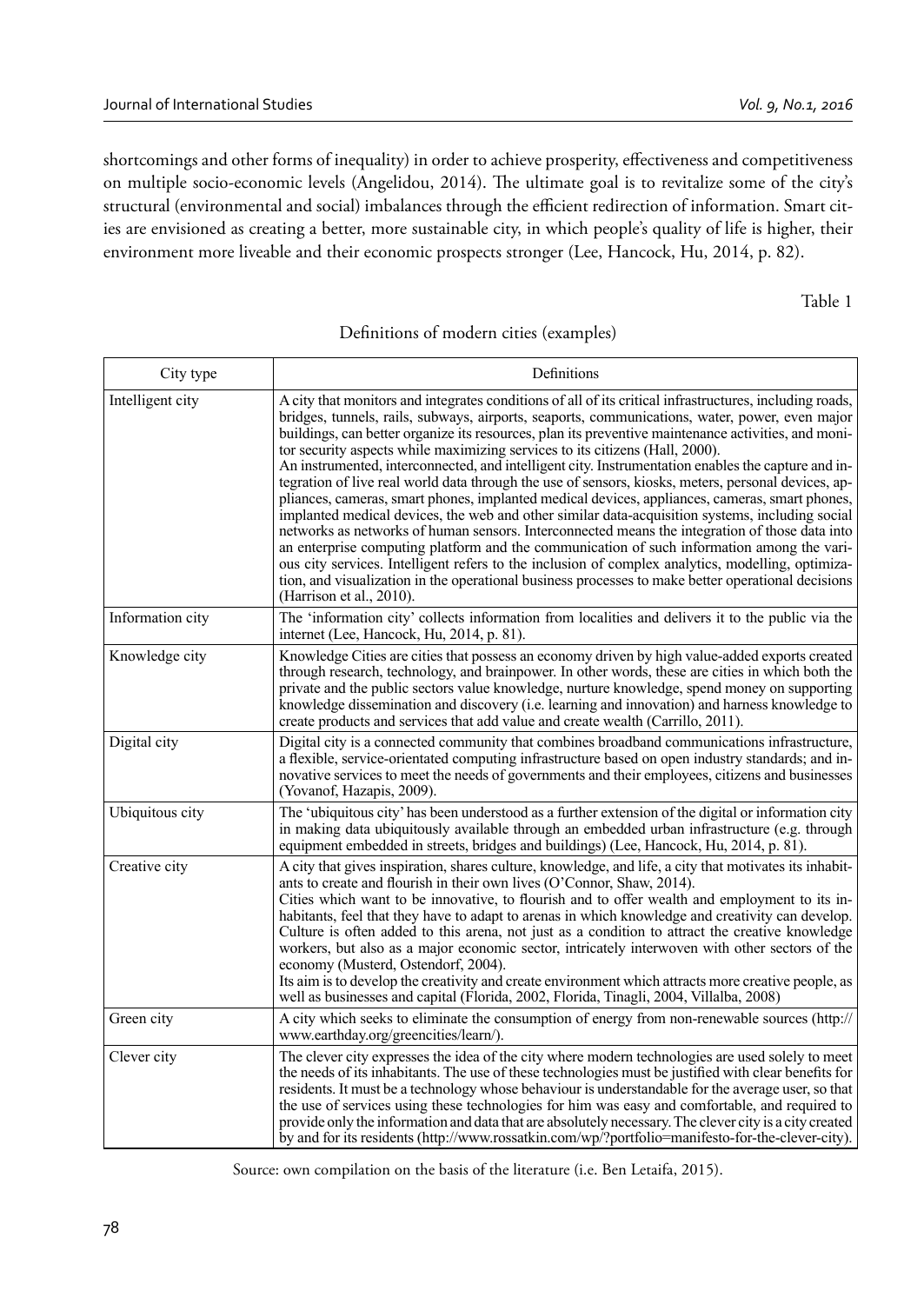shortcomings and other forms of inequality) in order to achieve prosperity, effectiveness and competitiveness on multiple socio-economic levels (Angelidou, 2014). The ultimate goal is to revitalize some of the city's structural (environmental and social) imbalances through the efficient redirection of information. Smart cities are envisioned as creating a better, more sustainable city, in which people's quality of life is higher, their environment more liveable and their economic prospects stronger (Lee, Hancock, Hu, 2014, p. 82).

Table 1

Definitions of modern cities (examples)

| City type | Definitions |
|---|---|
| Intelligent city | A city that monitors and integrates conditions of all of its critical infrastructures, including roads, bridges, tunnels, rails, subways, airports, seaports, communications, water, power, even major buildings, can better organize its resources, plan its preventive maintenance activities, and monitor security aspects while maximizing services to its citizens (Hall, 2000).<br>An instrumented, interconnected, and intelligent city. Instrumentation enables the capture and integration of live real world data through the use of sensors, kiosks, meters, personal devices, appliances, cameras, smart phones, implanted medical devices, appliances, cameras, smart phones, implanted medical devices, the web and other similar data-acquisition systems, including social networks as networks of human sensors. Interconnected means the integration of those data into an enterprise computing platform and the communication of such information among the various city services. Intelligent refers to the inclusion of complex analytics, modelling, optimization, and visualization in the operational business processes to make better operational decisions (Harrison et al., 2010). |
| Information city | The 'information city' collects information from localities and delivers it to the public via the internet (Lee, Hancock, Hu, 2014, p. 81). |
| Knowledge city | Knowledge Cities are cities that possess an economy driven by high value-added exports created through research, technology, and brainpower. In other words, these are cities in which both the private and the public sectors value knowledge, nurture knowledge, spend money on supporting knowledge dissemination and discovery (i.e. learning and innovation) and harness knowledge to create products and services that add value and create wealth (Carrillo, 2011). |
| Digital city | Digital city is a connected community that combines broadband communications infrastructure, a flexible, service-orientated computing infrastructure based on open industry standards; and innovative services to meet the needs of governments and their employees, citizens and businesses (Yovanof, Hazapis, 2009). |
| Ubiquitous city | The 'ubiquitous city' has been understood as a further extension of the digital or information city in making data ubiquitously available through an embedded urban infrastructure (e.g. through equipment embedded in streets, bridges and buildings) (Lee, Hancock, Hu, 2014, p. 81). |
| Creative city | A city that gives inspiration, shares culture, knowledge, and life, a city that motivates its inhabitants to create and flourish in their own lives (O'Connor, Shaw, 2014).<br>Cities which want to be innovative, to flourish and to offer wealth and employment to its inhabitants, feel that they have to adapt to arenas in which knowledge and creativity can develop. Culture is often added to this arena, not just as a condition to attract the creative knowledge workers, but also as a major economic sector, intricately interwoven with other sectors of the economy (Musterd, Ostendorf, 2004).<br>Its aim is to develop the creativity and create environment which attracts more creative people, as well as businesses and capital (Florida, 2002, Florida, Tinagli, 2004, Villalba, 2008) |
| Green city | A city which seeks to eliminate the consumption of energy from non-renewable sources (http://www.earthday.org/greencities/learn/). |
| Clever city | The clever city expresses the idea of the city where modern technologies are used solely to meet the needs of its inhabitants. The use of these technologies must be justified with clear benefits for residents. It must be a technology whose behaviour is understandable for the average user, so that the use of services using these technologies for him was easy and comfortable, and required to provide only the information and data that are absolutely necessary. The clever city is a city created by and for its residents (http://www.rossatkin.com/wp/?portfolio=manifesto-for-the-clever-city). |

Source: own compilation on the basis of the literature (i.e. Ben Letaifa, 2015).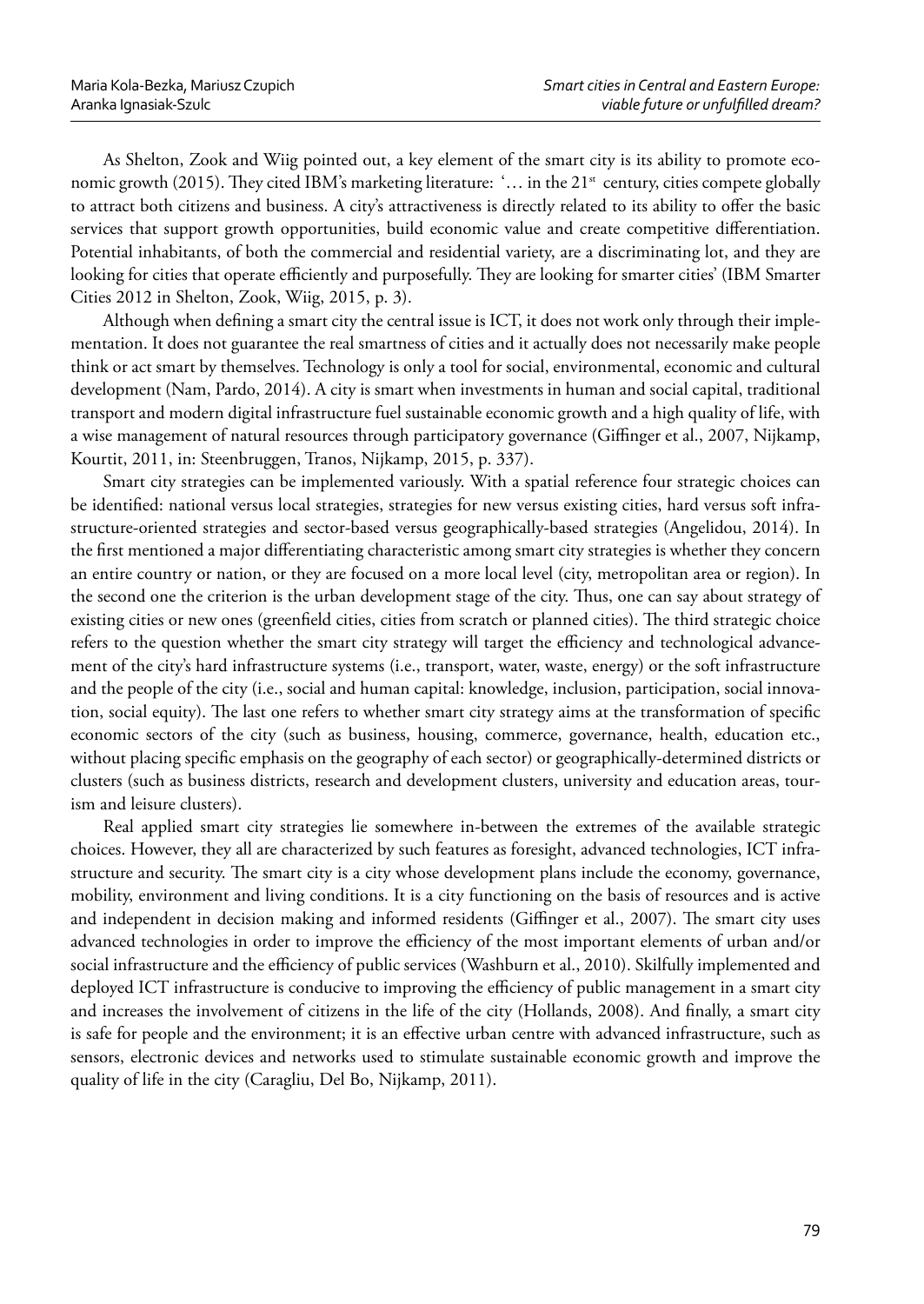As Shelton, Zook and Wiig pointed out, a key element of the smart city is its ability to promote economic growth (2015). They cited IBM's marketing literature: '… in the 21st century, cities compete globally to attract both citizens and business. A city's attractiveness is directly related to its ability to offer the basic services that support growth opportunities, build economic value and create competitive differentiation. Potential inhabitants, of both the commercial and residential variety, are a discriminating lot, and they are looking for cities that operate efficiently and purposefully. They are looking for smarter cities' (IBM Smarter Cities 2012 in Shelton, Zook, Wiig, 2015, p. 3).

Although when defining a smart city the central issue is ICT, it does not work only through their implementation. It does not guarantee the real smartness of cities and it actually does not necessarily make people think or act smart by themselves. Technology is only a tool for social, environmental, economic and cultural development (Nam, Pardo, 2014). A city is smart when investments in human and social capital, traditional transport and modern digital infrastructure fuel sustainable economic growth and a high quality of life, with a wise management of natural resources through participatory governance (Giffinger et al., 2007, Nijkamp, Kourtit, 2011, in: Steenbruggen, Tranos, Nijkamp, 2015, p. 337).

Smart city strategies can be implemented variously. With a spatial reference four strategic choices can be identified: national versus local strategies, strategies for new versus existing cities, hard versus soft infrastructure-oriented strategies and sector-based versus geographically-based strategies (Angelidou, 2014). In the first mentioned a major differentiating characteristic among smart city strategies is whether they concern an entire country or nation, or they are focused on a more local level (city, metropolitan area or region). In the second one the criterion is the urban development stage of the city. Thus, one can say about strategy of existing cities or new ones (greenfield cities, cities from scratch or planned cities). The third strategic choice refers to the question whether the smart city strategy will target the efficiency and technological advancement of the city's hard infrastructure systems (i.e., transport, water, waste, energy) or the soft infrastructure and the people of the city (i.e., social and human capital: knowledge, inclusion, participation, social innovation, social equity). The last one refers to whether smart city strategy aims at the transformation of specific economic sectors of the city (such as business, housing, commerce, governance, health, education etc., without placing specific emphasis on the geography of each sector) or geographically-determined districts or clusters (such as business districts, research and development clusters, university and education areas, tourism and leisure clusters).

Real applied smart city strategies lie somewhere in-between the extremes of the available strategic choices. However, they all are characterized by such features as foresight, advanced technologies, ICT infrastructure and security. The smart city is a city whose development plans include the economy, governance, mobility, environment and living conditions. It is a city functioning on the basis of resources and is active and independent in decision making and informed residents (Giffinger et al., 2007). The smart city uses advanced technologies in order to improve the efficiency of the most important elements of urban and/or social infrastructure and the efficiency of public services (Washburn et al., 2010). Skilfully implemented and deployed ICT infrastructure is conducive to improving the efficiency of public management in a smart city and increases the involvement of citizens in the life of the city (Hollands, 2008). And finally, a smart city is safe for people and the environment; it is an effective urban centre with advanced infrastructure, such as sensors, electronic devices and networks used to stimulate sustainable economic growth and improve the quality of life in the city (Caragliu, Del Bo, Nijkamp, 2011).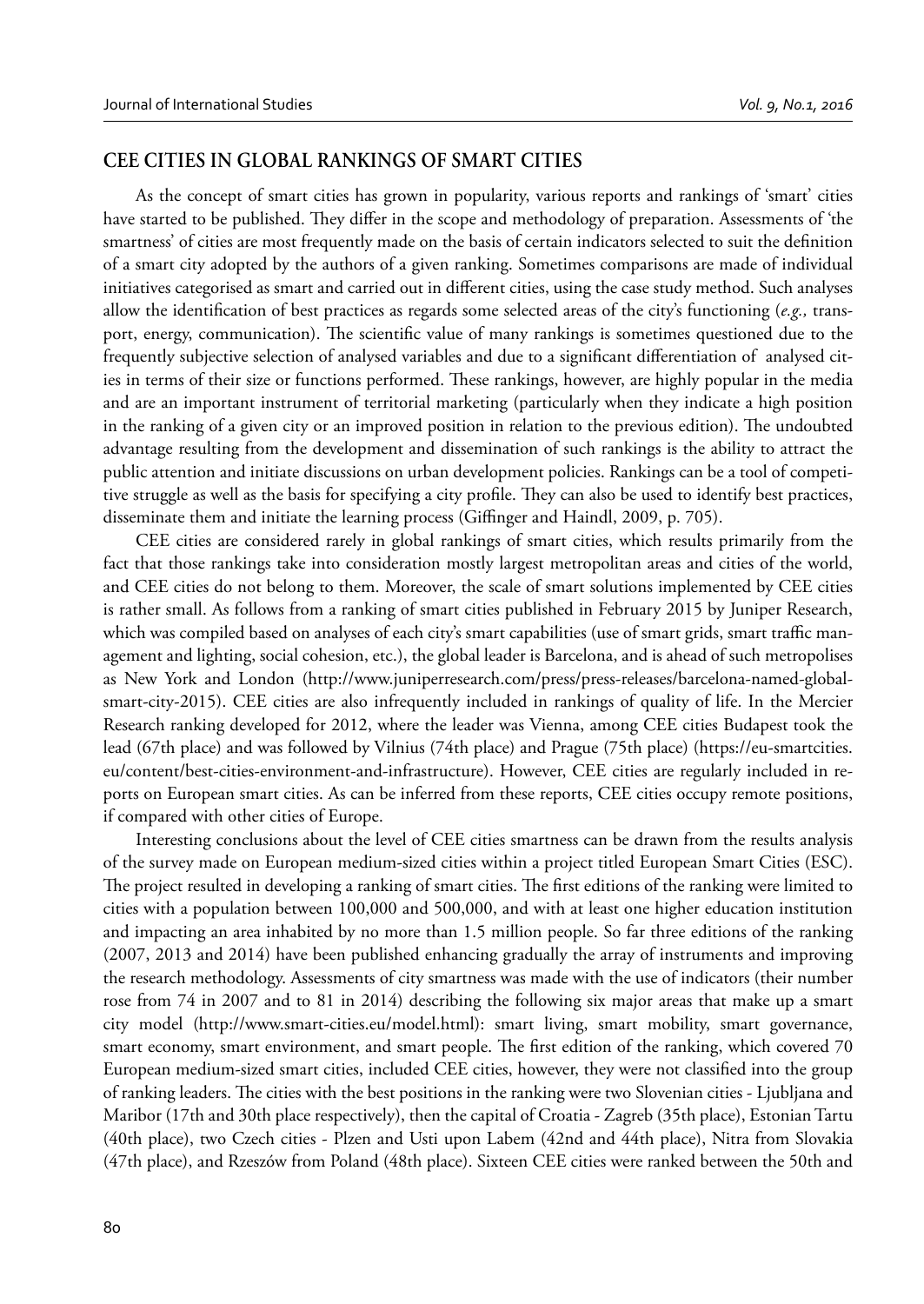## CEE CITIES IN GLOBAL RANKINGS OF SMART CITIES

As the concept of smart cities has grown in popularity, various reports and rankings of 'smart' cities have started to be published. They differ in the scope and methodology of preparation. Assessments of 'the smartness' of cities are most frequently made on the basis of certain indicators selected to suit the definition of a smart city adopted by the authors of a given ranking. Sometimes comparisons are made of individual initiatives categorised as smart and carried out in different cities, using the case study method. Such analyses allow the identification of best practices as regards some selected areas of the city's functioning (*e.g.,* transport, energy, communication). The scientific value of many rankings is sometimes questioned due to the frequently subjective selection of analysed variables and due to a significant differentiation of analysed cities in terms of their size or functions performed. These rankings, however, are highly popular in the media and are an important instrument of territorial marketing (particularly when they indicate a high position in the ranking of a given city or an improved position in relation to the previous edition). The undoubted advantage resulting from the development and dissemination of such rankings is the ability to attract the public attention and initiate discussions on urban development policies. Rankings can be a tool of competitive struggle as well as the basis for specifying a city profile. They can also be used to identify best practices, disseminate them and initiate the learning process (Giffinger and Haindl, 2009, p. 705).

CEE cities are considered rarely in global rankings of smart cities, which results primarily from the fact that those rankings take into consideration mostly largest metropolitan areas and cities of the world, and CEE cities do not belong to them. Moreover, the scale of smart solutions implemented by CEE cities is rather small. As follows from a ranking of smart cities published in February 2015 by Juniper Research, which was compiled based on analyses of each city's smart capabilities (use of smart grids, smart traffic management and lighting, social cohesion, etc.), the global leader is Barcelona, and is ahead of such metropolises as New York and London (http://www.juniperresearch.com/press/press-releases/barcelona-named-global-smart-city-2015). CEE cities are also infrequently included in rankings of quality of life. In the Mercier Research ranking developed for 2012, where the leader was Vienna, among CEE cities Budapest took the lead (67th place) and was followed by Vilnius (74th place) and Prague (75th place) (https://eu-smartcities.eu/content/best-cities-environment-and-infrastructure). However, CEE cities are regularly included in reports on European smart cities. As can be inferred from these reports, CEE cities occupy remote positions, if compared with other cities of Europe.

Interesting conclusions about the level of CEE cities smartness can be drawn from the results analysis of the survey made on European medium-sized cities within a project titled European Smart Cities (ESC). The project resulted in developing a ranking of smart cities. The first editions of the ranking were limited to cities with a population between 100,000 and 500,000, and with at least one higher education institution and impacting an area inhabited by no more than 1.5 million people. So far three editions of the ranking (2007, 2013 and 2014) have been published enhancing gradually the array of instruments and improving the research methodology. Assessments of city smartness was made with the use of indicators (their number rose from 74 in 2007 and to 81 in 2014) describing the following six major areas that make up a smart city model (http://www.smart-cities.eu/model.html): smart living, smart mobility, smart governance, smart economy, smart environment, and smart people. The first edition of the ranking, which covered 70 European medium-sized smart cities, included CEE cities, however, they were not classified into the group of ranking leaders. The cities with the best positions in the ranking were two Slovenian cities - Ljubljana and Maribor (17th and 30th place respectively), then the capital of Croatia - Zagreb (35th place), Estonian Tartu (40th place), two Czech cities - Plzen and Usti upon Labem (42nd and 44th place), Nitra from Slovakia (47th place), and Rzeszów from Poland (48th place). Sixteen CEE cities were ranked between the 50th and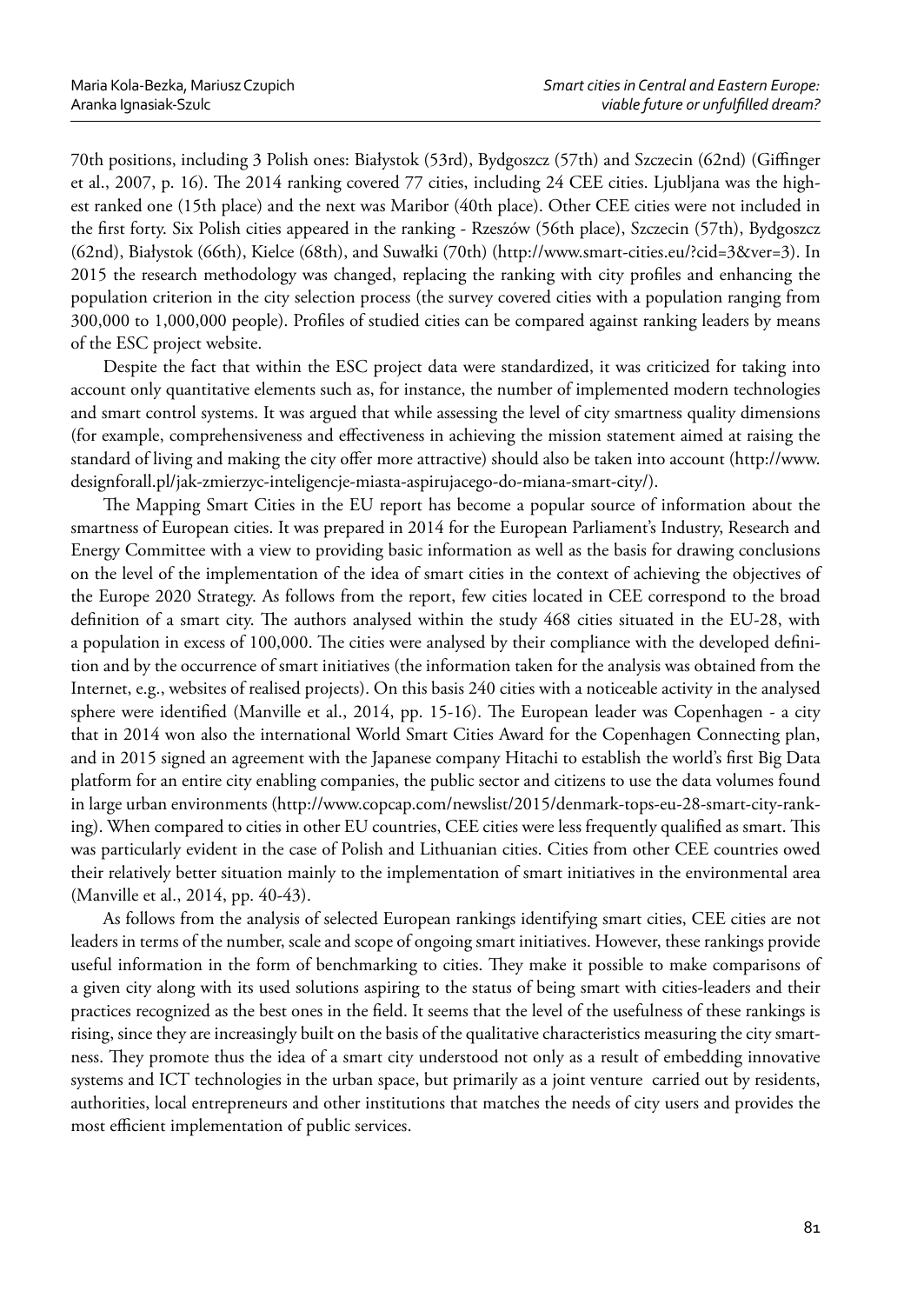70th positions, including 3 Polish ones: Białystok (53rd), Bydgoszcz (57th) and Szczecin (62nd) (Giffinger et al., 2007, p. 16). The 2014 ranking covered 77 cities, including 24 CEE cities. Ljubljana was the highest ranked one (15th place) and the next was Maribor (40th place). Other CEE cities were not included in the first forty. Six Polish cities appeared in the ranking - Rzeszów (56th place), Szczecin (57th), Bydgoszcz (62nd), Białystok (66th), Kielce (68th), and Suwałki (70th) (http://www.smart-cities.eu/?cid=3&ver=3). In 2015 the research methodology was changed, replacing the ranking with city profiles and enhancing the population criterion in the city selection process (the survey covered cities with a population ranging from 300,000 to 1,000,000 people). Profiles of studied cities can be compared against ranking leaders by means of the ESC project website.

Despite the fact that within the ESC project data were standardized, it was criticized for taking into account only quantitative elements such as, for instance, the number of implemented modern technologies and smart control systems. It was argued that while assessing the level of city smartness quality dimensions (for example, comprehensiveness and effectiveness in achieving the mission statement aimed at raising the standard of living and making the city offer more attractive) should also be taken into account (http://www.designforall.pl/jak-zmierzyc-inteligencje-miasta-aspirujacego-do-miana-smart-city/).

The Mapping Smart Cities in the EU report has become a popular source of information about the smartness of European cities. It was prepared in 2014 for the European Parliament's Industry, Research and Energy Committee with a view to providing basic information as well as the basis for drawing conclusions on the level of the implementation of the idea of smart cities in the context of achieving the objectives of the Europe 2020 Strategy. As follows from the report, few cities located in CEE correspond to the broad definition of a smart city. The authors analysed within the study 468 cities situated in the EU-28, with a population in excess of 100,000. The cities were analysed by their compliance with the developed definition and by the occurrence of smart initiatives (the information taken for the analysis was obtained from the Internet, e.g., websites of realised projects). On this basis 240 cities with a noticeable activity in the analysed sphere were identified (Manville et al., 2014, pp. 15-16). The European leader was Copenhagen - a city that in 2014 won also the international World Smart Cities Award for the Copenhagen Connecting plan, and in 2015 signed an agreement with the Japanese company Hitachi to establish the world's first Big Data platform for an entire city enabling companies, the public sector and citizens to use the data volumes found in large urban environments (http://www.copcap.com/newslist/2015/denmark-tops-eu-28-smart-city-ranking). When compared to cities in other EU countries, CEE cities were less frequently qualified as smart. This was particularly evident in the case of Polish and Lithuanian cities. Cities from other CEE countries owed their relatively better situation mainly to the implementation of smart initiatives in the environmental area (Manville et al., 2014, pp. 40-43).

As follows from the analysis of selected European rankings identifying smart cities, CEE cities are not leaders in terms of the number, scale and scope of ongoing smart initiatives. However, these rankings provide useful information in the form of benchmarking to cities. They make it possible to make comparisons of a given city along with its used solutions aspiring to the status of being smart with cities-leaders and their practices recognized as the best ones in the field. It seems that the level of the usefulness of these rankings is rising, since they are increasingly built on the basis of the qualitative characteristics measuring the city smartness. They promote thus the idea of a smart city understood not only as a result of embedding innovative systems and ICT technologies in the urban space, but primarily as a joint venture carried out by residents, authorities, local entrepreneurs and other institutions that matches the needs of city users and provides the most efficient implementation of public services.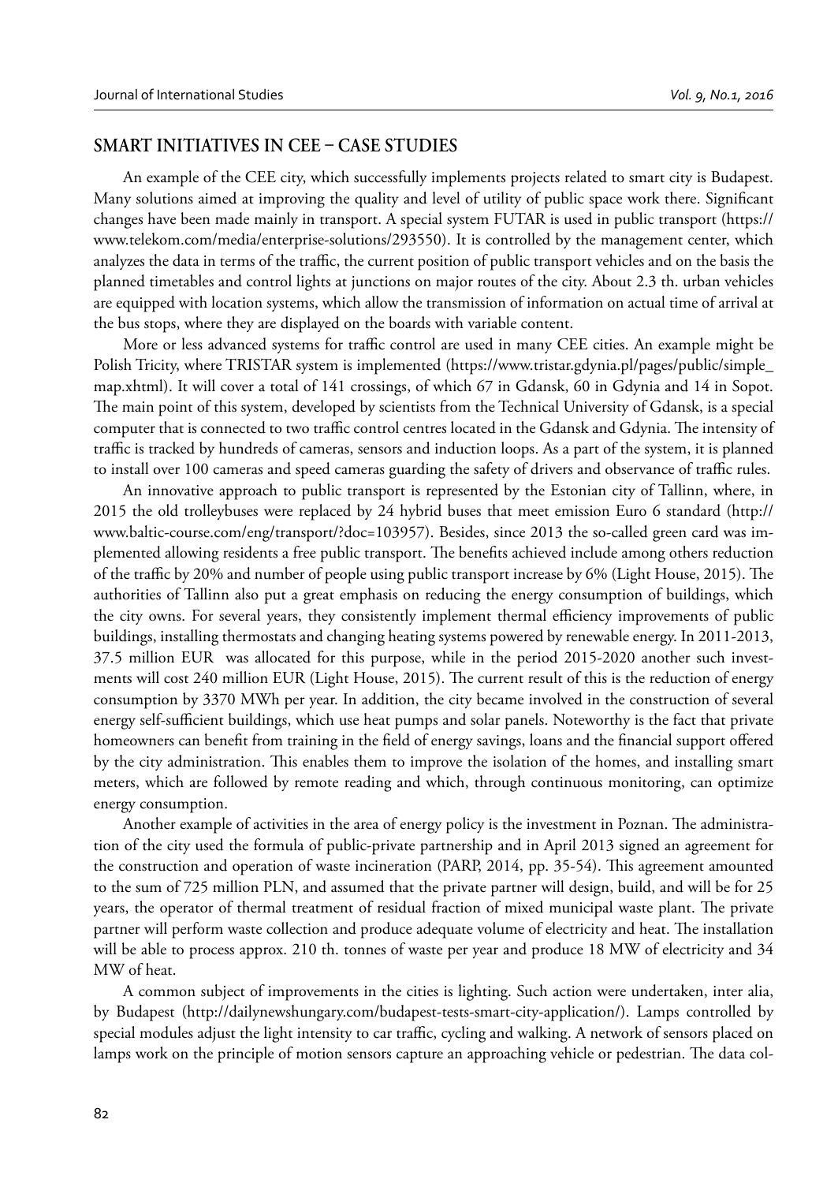## SMART INITIATIVES IN CEE – CASE STUDIES

An example of the CEE city, which successfully implements projects related to smart city is Budapest. Many solutions aimed at improving the quality and level of utility of public space work there. Significant changes have been made mainly in transport. A special system FUTAR is used in public transport (https://www.telekom.com/media/enterprise-solutions/293550). It is controlled by the management center, which analyzes the data in terms of the traffic, the current position of public transport vehicles and on the basis the planned timetables and control lights at junctions on major routes of the city. About 2.3 th. urban vehicles are equipped with location systems, which allow the transmission of information on actual time of arrival at the bus stops, where they are displayed on the boards with variable content.

More or less advanced systems for traffic control are used in many CEE cities. An example might be Polish Tricity, where TRISTAR system is implemented (https://www.tristar.gdynia.pl/pages/public/simple_map.xhtml). It will cover a total of 141 crossings, of which 67 in Gdansk, 60 in Gdynia and 14 in Sopot. The main point of this system, developed by scientists from the Technical University of Gdansk, is a special computer that is connected to two traffic control centres located in the Gdansk and Gdynia. The intensity of traffic is tracked by hundreds of cameras, sensors and induction loops. As a part of the system, it is planned to install over 100 cameras and speed cameras guarding the safety of drivers and observance of traffic rules.

An innovative approach to public transport is represented by the Estonian city of Tallinn, where, in 2015 the old trolleybuses were replaced by 24 hybrid buses that meet emission Euro 6 standard (http://www.baltic-course.com/eng/transport/?doc=103957). Besides, since 2013 the so-called green card was implemented allowing residents a free public transport. The benefits achieved include among others reduction of the traffic by 20% and number of people using public transport increase by 6% (Light House, 2015). The authorities of Tallinn also put a great emphasis on reducing the energy consumption of buildings, which the city owns. For several years, they consistently implement thermal efficiency improvements of public buildings, installing thermostats and changing heating systems powered by renewable energy. In 2011-2013, 37.5 million EUR was allocated for this purpose, while in the period 2015-2020 another such investments will cost 240 million EUR (Light House, 2015). The current result of this is the reduction of energy consumption by 3370 MWh per year. In addition, the city became involved in the construction of several energy self-sufficient buildings, which use heat pumps and solar panels. Noteworthy is the fact that private homeowners can benefit from training in the field of energy savings, loans and the financial support offered by the city administration. This enables them to improve the isolation of the homes, and installing smart meters, which are followed by remote reading and which, through continuous monitoring, can optimize energy consumption.

Another example of activities in the area of energy policy is the investment in Poznan. The administration of the city used the formula of public-private partnership and in April 2013 signed an agreement for the construction and operation of waste incineration (PARP, 2014, pp. 35-54). This agreement amounted to the sum of 725 million PLN, and assumed that the private partner will design, build, and will be for 25 years, the operator of thermal treatment of residual fraction of mixed municipal waste plant. The private partner will perform waste collection and produce adequate volume of electricity and heat. The installation will be able to process approx. 210 th. tonnes of waste per year and produce 18 MW of electricity and 34 MW of heat.

A common subject of improvements in the cities is lighting. Such action were undertaken, inter alia, by Budapest (http://dailynewshungary.com/budapest-tests-smart-city-application/). Lamps controlled by special modules adjust the light intensity to car traffic, cycling and walking. A network of sensors placed on lamps work on the principle of motion sensors capture an approaching vehicle or pedestrian. The data col-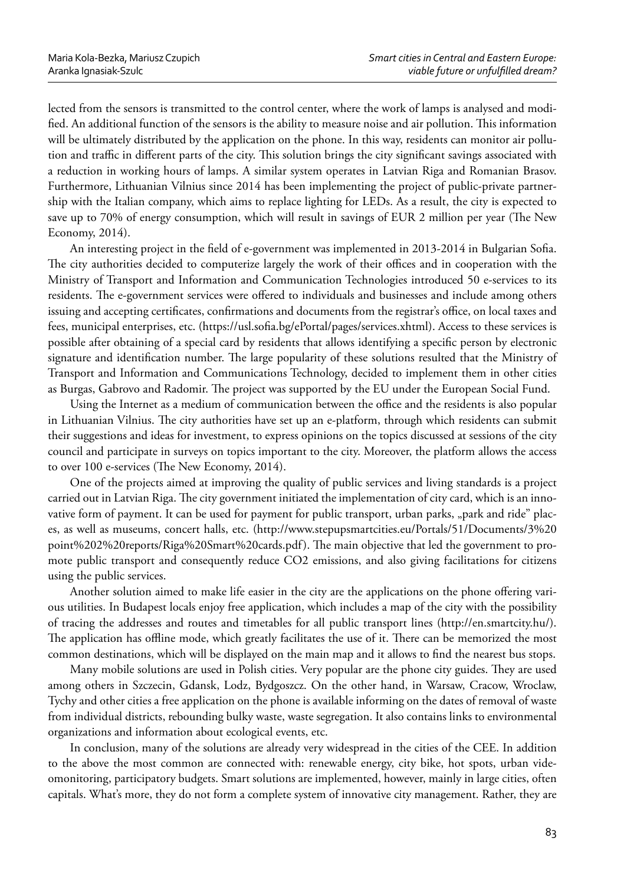lected from the sensors is transmitted to the control center, where the work of lamps is analysed and modified. An additional function of the sensors is the ability to measure noise and air pollution. This information will be ultimately distributed by the application on the phone. In this way, residents can monitor air pollution and traffic in different parts of the city. This solution brings the city significant savings associated with a reduction in working hours of lamps. A similar system operates in Latvian Riga and Romanian Brasov. Furthermore, Lithuanian Vilnius since 2014 has been implementing the project of public-private partnership with the Italian company, which aims to replace lighting for LEDs. As a result, the city is expected to save up to 70% of energy consumption, which will result in savings of EUR 2 million per year (The New Economy, 2014).

An interesting project in the field of e-government was implemented in 2013-2014 in Bulgarian Sofia. The city authorities decided to computerize largely the work of their offices and in cooperation with the Ministry of Transport and Information and Communication Technologies introduced 50 e-services to its residents. The e-government services were offered to individuals and businesses and include among others issuing and accepting certificates, confirmations and documents from the registrar's office, on local taxes and fees, municipal enterprises, etc. (https://usl.sofia.bg/ePortal/pages/services.xhtml). Access to these services is possible after obtaining of a special card by residents that allows identifying a specific person by electronic signature and identification number. The large popularity of these solutions resulted that the Ministry of Transport and Information and Communications Technology, decided to implement them in other cities as Burgas, Gabrovo and Radomir. The project was supported by the EU under the European Social Fund.

Using the Internet as a medium of communication between the office and the residents is also popular in Lithuanian Vilnius. The city authorities have set up an e-platform, through which residents can submit their suggestions and ideas for investment, to express opinions on the topics discussed at sessions of the city council and participate in surveys on topics important to the city. Moreover, the platform allows the access to over 100 e-services (The New Economy, 2014).

One of the projects aimed at improving the quality of public services and living standards is a project carried out in Latvian Riga. The city government initiated the implementation of city card, which is an innovative form of payment. It can be used for payment for public transport, urban parks, „park and ride" places, as well as museums, concert halls, etc. (http://www.stepupsmartcities.eu/Portals/51/Documents/3%20point%202%20reports/Riga%20Smart%20cards.pdf). The main objective that led the government to promote public transport and consequently reduce $CO_2$ emissions, and also giving facilitations for citizens using the public services.

Another solution aimed to make life easier in the city are the applications on the phone offering various utilities. In Budapest locals enjoy free application, which includes a map of the city with the possibility of tracing the addresses and routes and timetables for all public transport lines (http://en.smartcity.hu/). The application has offline mode, which greatly facilitates the use of it. There can be memorized the most common destinations, which will be displayed on the main map and it allows to find the nearest bus stops.

Many mobile solutions are used in Polish cities. Very popular are the phone city guides. They are used among others in Szczecin, Gdansk, Lodz, Bydgoszcz. On the other hand, in Warsaw, Cracow, Wroclaw, Tychy and other cities a free application on the phone is available informing on the dates of removal of waste from individual districts, rebounding bulky waste, waste segregation. It also contains links to environmental organizations and information about ecological events, etc.

In conclusion, many of the solutions are already very widespread in the cities of the CEE. In addition to the above the most common are connected with: renewable energy, city bike, hot spots, urban videomonitoring, participatory budgets. Smart solutions are implemented, however, mainly in large cities, often capitals. What's more, they do not form a complete system of innovative city management. Rather, they are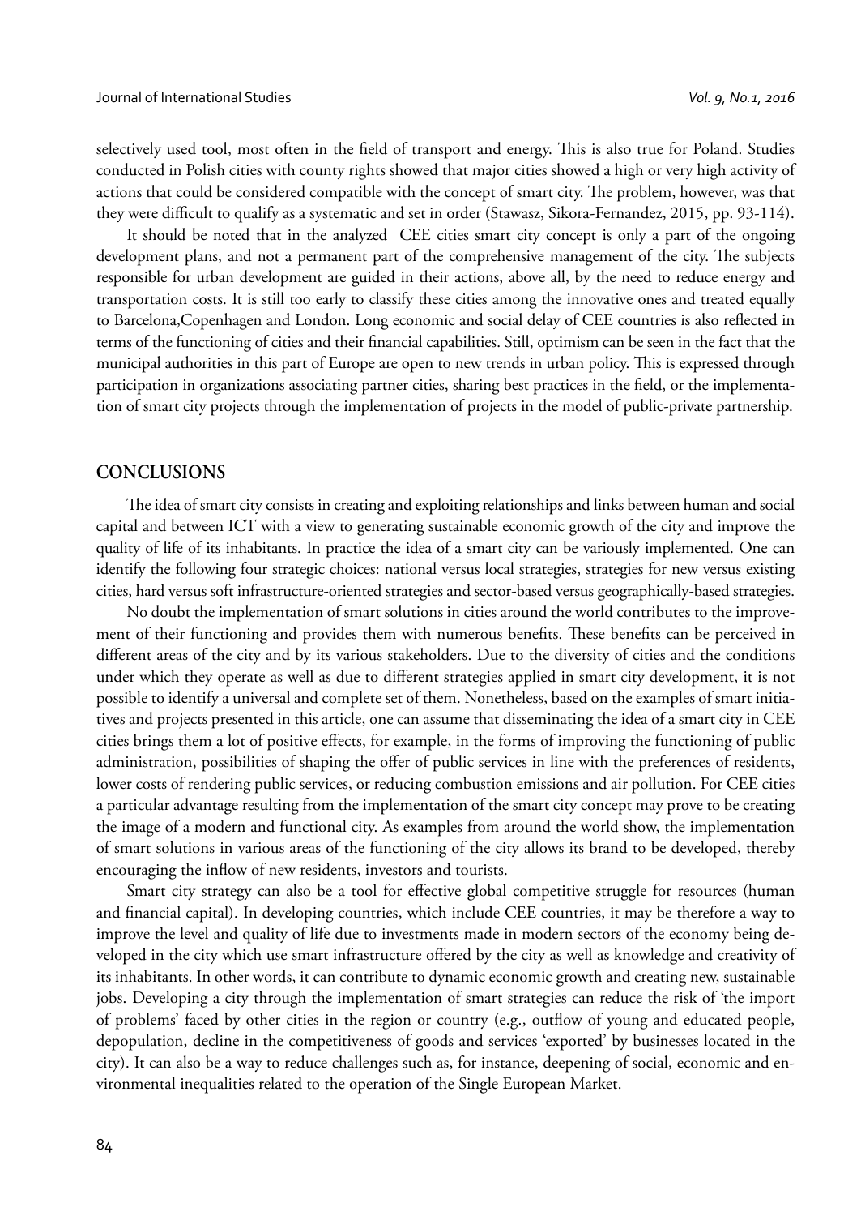selectively used tool, most often in the field of transport and energy. This is also true for Poland. Studies conducted in Polish cities with county rights showed that major cities showed a high or very high activity of actions that could be considered compatible with the concept of smart city. The problem, however, was that they were difficult to qualify as a systematic and set in order (Stawasz, Sikora-Fernandez, 2015, pp. 93-114).

It should be noted that in the analyzed CEE cities smart city concept is only a part of the ongoing development plans, and not a permanent part of the comprehensive management of the city. The subjects responsible for urban development are guided in their actions, above all, by the need to reduce energy and transportation costs. It is still too early to classify these cities among the innovative ones and treated equally to Barcelona,Copenhagen and London. Long economic and social delay of CEE countries is also reflected in terms of the functioning of cities and their financial capabilities. Still, optimism can be seen in the fact that the municipal authorities in this part of Europe are open to new trends in urban policy. This is expressed through participation in organizations associating partner cities, sharing best practices in the field, or the implementation of smart city projects through the implementation of projects in the model of public-private partnership.

## CONCLUSIONS

The idea of smart city consists in creating and exploiting relationships and links between human and social capital and between ICT with a view to generating sustainable economic growth of the city and improve the quality of life of its inhabitants. In practice the idea of a smart city can be variously implemented. One can identify the following four strategic choices: national versus local strategies, strategies for new versus existing cities, hard versus soft infrastructure-oriented strategies and sector-based versus geographically-based strategies.

No doubt the implementation of smart solutions in cities around the world contributes to the improvement of their functioning and provides them with numerous benefits. These benefits can be perceived in different areas of the city and by its various stakeholders. Due to the diversity of cities and the conditions under which they operate as well as due to different strategies applied in smart city development, it is not possible to identify a universal and complete set of them. Nonetheless, based on the examples of smart initiatives and projects presented in this article, one can assume that disseminating the idea of a smart city in CEE cities brings them a lot of positive effects, for example, in the forms of improving the functioning of public administration, possibilities of shaping the offer of public services in line with the preferences of residents, lower costs of rendering public services, or reducing combustion emissions and air pollution. For CEE cities a particular advantage resulting from the implementation of the smart city concept may prove to be creating the image of a modern and functional city. As examples from around the world show, the implementation of smart solutions in various areas of the functioning of the city allows its brand to be developed, thereby encouraging the inflow of new residents, investors and tourists.

Smart city strategy can also be a tool for effective global competitive struggle for resources (human and financial capital). In developing countries, which include CEE countries, it may be therefore a way to improve the level and quality of life due to investments made in modern sectors of the economy being developed in the city which use smart infrastructure offered by the city as well as knowledge and creativity of its inhabitants. In other words, it can contribute to dynamic economic growth and creating new, sustainable jobs. Developing a city through the implementation of smart strategies can reduce the risk of 'the import of problems' faced by other cities in the region or country (e.g., outflow of young and educated people, depopulation, decline in the competitiveness of goods and services 'exported' by businesses located in the city). It can also be a way to reduce challenges such as, for instance, deepening of social, economic and environmental inequalities related to the operation of the Single European Market.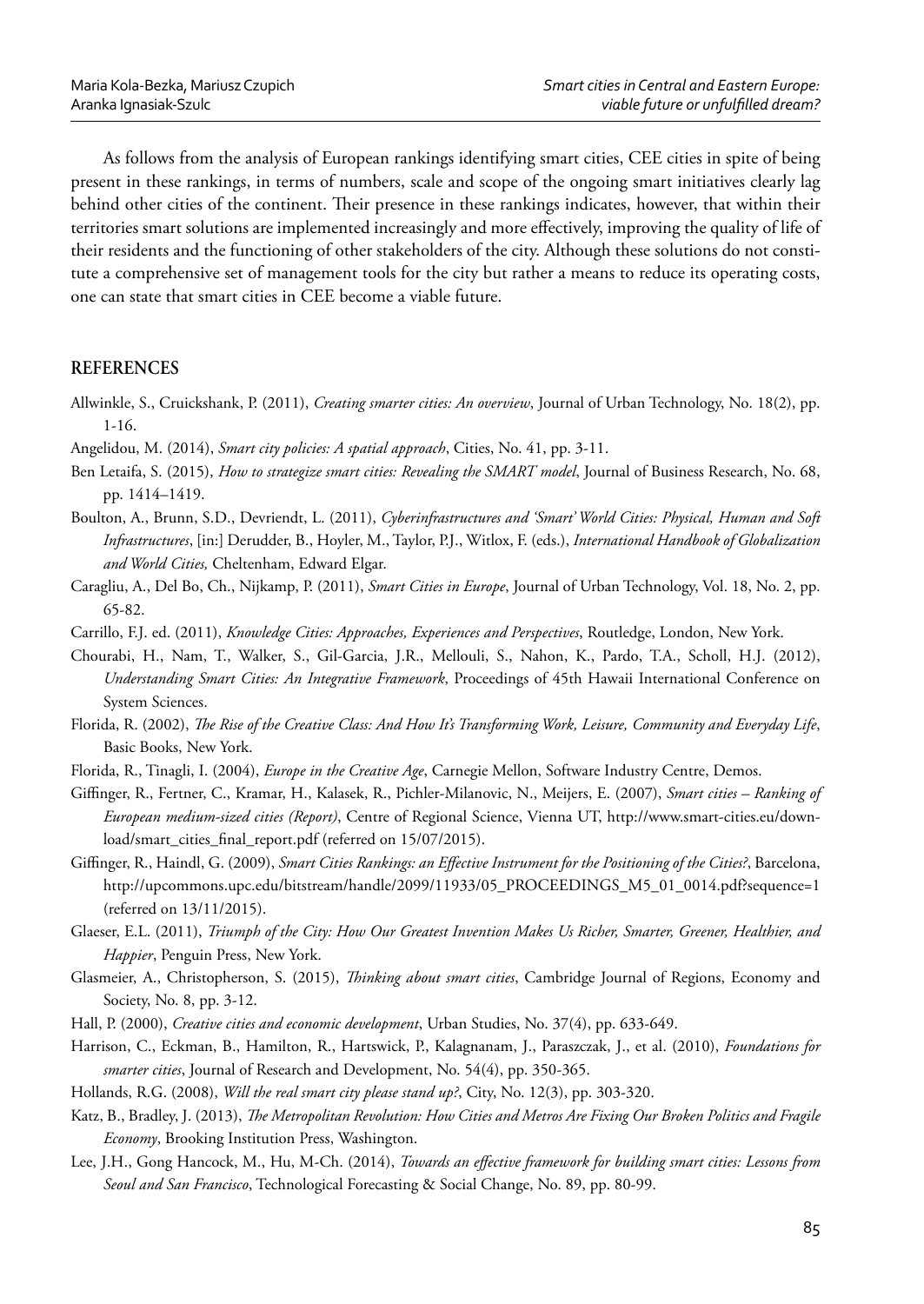As follows from the analysis of European rankings identifying smart cities, CEE cities in spite of being present in these rankings, in terms of numbers, scale and scope of the ongoing smart initiatives clearly lag behind other cities of the continent. Their presence in these rankings indicates, however, that within their territories smart solutions are implemented increasingly and more effectively, improving the quality of life of their residents and the functioning of other stakeholders of the city. Although these solutions do not constitute a comprehensive set of management tools for the city but rather a means to reduce its operating costs, one can state that smart cities in CEE become a viable future.

## REFERENCES

Allwinkle, S., Cruickshank, P. (2011), *Creating smarter cities: An overview*, Journal of Urban Technology, No. 18(2), pp. 1-16.

Angelidou, M. (2014), *Smart city policies: A spatial approach*, Cities, No. 41, pp. 3-11.

Ben Letaifa, S. (2015), *How to strategize smart cities: Revealing the SMART model*, Journal of Business Research, No. 68, pp. 1414–1419.

Boulton, A., Brunn, S.D., Devriendt, L. (2011), *Cyberinfrastructures and 'Smart' World Cities: Physical, Human and Soft Infrastructures*, [in:] Derudder, B., Hoyler, M., Taylor, P.J., Witlox, F. (eds.), *International Handbook of Globalization and World Cities,* Cheltenham, Edward Elgar.

Caragliu, A., Del Bo, Ch., Nijkamp, P. (2011), *Smart Cities in Europe*, Journal of Urban Technology, Vol. 18, No. 2, pp. 65-82.

Carrillo, F.J. ed. (2011), *Knowledge Cities: Approaches, Experiences and Perspectives*, Routledge, London, New York.

Chourabi, H., Nam, T., Walker, S., Gil-Garcia, J.R., Mellouli, S., Nahon, K., Pardo, T.A., Scholl, H.J. (2012), *Understanding Smart Cities: An Integrative Framework*, Proceedings of 45th Hawaii International Conference on System Sciences.

Florida, R. (2002), *The Rise of the Creative Class: And How It's Transforming Work, Leisure, Community and Everyday Life*, Basic Books, New York.

Florida, R., Tinagli, I. (2004), *Europe in the Creative Age*, Carnegie Mellon, Software Industry Centre, Demos.

Giffinger, R., Fertner, C., Kramar, H., Kalasek, R., Pichler-Milanovic, N., Meijers, E. (2007), *Smart cities – Ranking of European medium-sized cities (Report)*, Centre of Regional Science, Vienna UT, http://www.smart-cities.eu/download/smart_cities_final_report.pdf (referred on 15/07/2015).

Giffinger, R., Haindl, G. (2009), *Smart Cities Rankings: an Effective Instrument for the Positioning of the Cities?*, Barcelona, http://upcommons.upc.edu/bitstream/handle/2099/11933/05_PROCEEDINGS_M5_01_0014.pdf?sequence=1 (referred on 13/11/2015).

Glaeser, E.L. (2011), *Triumph of the City: How Our Greatest Invention Makes Us Richer, Smarter, Greener, Healthier, and Happier*, Penguin Press, New York.

Glasmeier, A., Christopherson, S. (2015), *Thinking about smart cities*, Cambridge Journal of Regions, Economy and Society, No. 8, pp. 3-12.

Hall, P. (2000), *Creative cities and economic development*, Urban Studies, No. 37(4), pp. 633-649.

Harrison, C., Eckman, B., Hamilton, R., Hartswick, P., Kalagnanam, J., Paraszczak, J., et al. (2010), *Foundations for smarter cities*, Journal of Research and Development, No. 54(4), pp. 350-365.

Hollands, R.G. (2008), *Will the real smart city please stand up?*, City, No. 12(3), pp. 303-320.

Katz, B., Bradley, J. (2013), *The Metropolitan Revolution: How Cities and Metros Are Fixing Our Broken Politics and Fragile Economy*, Brooking Institution Press, Washington.

Lee, J.H., Gong Hancock, M., Hu, M-Ch. (2014), *Towards an effective framework for building smart cities: Lessons from Seoul and San Francisco*, Technological Forecasting & Social Change, No. 89, pp. 80-99.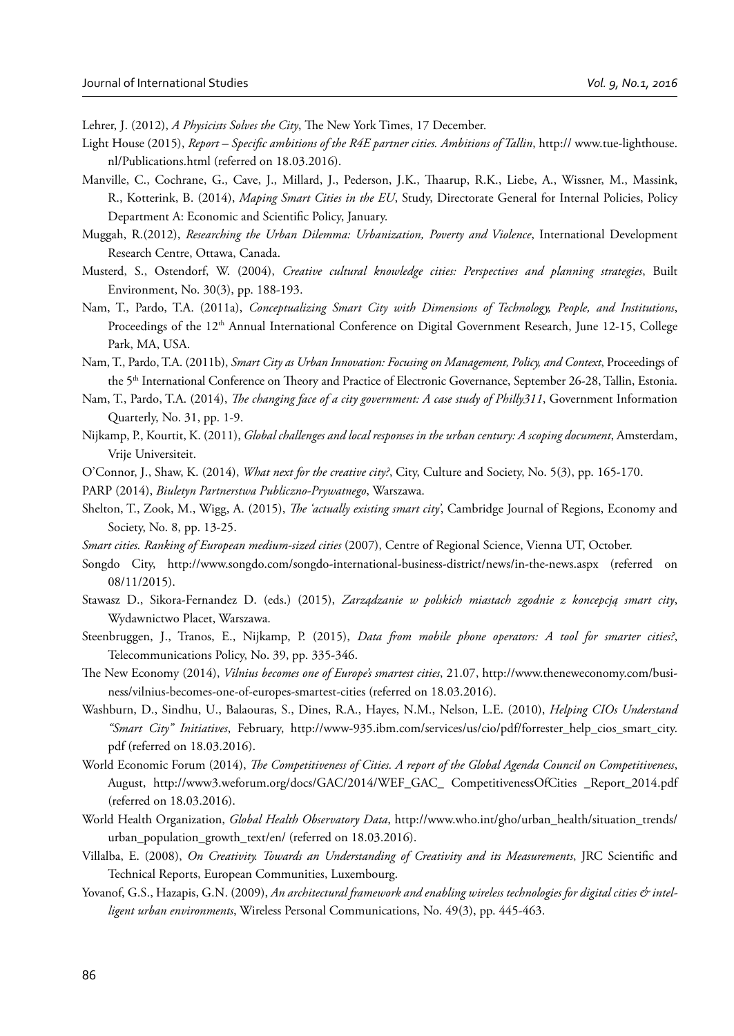Lehrer, J. (2012), *A Physicists Solves the City*, The New York Times, 17 December.

Light House (2015), *Report – Specific ambitions of the R4E partner cities. Ambitions of Tallin*, http:// www.tue-lighthouse.nl/Publications.html (referred on 18.03.2016).

Manville, C., Cochrane, G., Cave, J., Millard, J., Pederson, J.K., Thaarup, R.K., Liebe, A., Wissner, M., Massink, R., Kotterink, B. (2014), *Maping Smart Cities in the EU*, Study, Directorate General for Internal Policies, Policy Department A: Economic and Scientific Policy, January.

Muggah, R.(2012), *Researching the Urban Dilemma: Urbanization, Poverty and Violence*, International Development Research Centre, Ottawa, Canada.

Musterd, S., Ostendorf, W. (2004), *Creative cultural knowledge cities: Perspectives and planning strategies*, Built Environment, No. 30(3), pp. 188-193.

Nam, T., Pardo, T.A. (2011a), *Conceptualizing Smart City with Dimensions of Technology, People, and Institutions*, Proceedings of the 12th Annual International Conference on Digital Government Research, June 12-15, College Park, MA, USA.

Nam, T., Pardo, T.A. (2011b), *Smart City as Urban Innovation: Focusing on Management, Policy, and Context*, Proceedings of the 5th International Conference on Theory and Practice of Electronic Governance, September 26-28, Tallin, Estonia.

Nam, T., Pardo, T.A. (2014), *The changing face of a city government: A case study of Philly311*, Government Information Quarterly, No. 31, pp. 1-9.

Nijkamp, P., Kourtit, K. (2011), *Global challenges and local responses in the urban century: A scoping document*, Amsterdam, Vrije Universiteit.

O'Connor, J., Shaw, K. (2014), *What next for the creative city?*, City, Culture and Society, No. 5(3), pp. 165-170.

PARP (2014), *Biuletyn Partnerstwa Publiczno-Prywatnego*, Warszawa.

Shelton, T., Zook, M., Wigg, A. (2015), *The 'actually existing smart city'*, Cambridge Journal of Regions, Economy and Society, No. 8, pp. 13-25.

*Smart cities. Ranking of European medium-sized cities* (2007), Centre of Regional Science, Vienna UT, October.

Songdo City, http://www.songdo.com/songdo-international-business-district/news/in-the-news.aspx (referred on 08/11/2015).

Stawasz D., Sikora-Fernandez D. (eds.) (2015), *Zarządzanie w polskich miastach zgodnie z koncepcją smart city*, Wydawnictwo Placet, Warszawa.

Steenbruggen, J., Tranos, E., Nijkamp, P. (2015), *Data from mobile phone operators: A tool for smarter cities?*, Telecommunications Policy, No. 39, pp. 335-346.

The New Economy (2014), *Vilnius becomes one of Europe's smartest cities*, 21.07, http://www.theneweconomy.com/business/vilnius-becomes-one-of-europes-smartest-cities (referred on 18.03.2016).

Washburn, D., Sindhu, U., Balaouras, S., Dines, R.A., Hayes, N.M., Nelson, L.E. (2010), *Helping CIOs Understand "Smart City" Initiatives*, February, http://www-935.ibm.com/services/us/cio/pdf/forrester_help_cios_smart_city.pdf (referred on 18.03.2016).

World Economic Forum (2014), *The Competitiveness of Cities. A report of the Global Agenda Council on Competitiveness*, August, http://www3.weforum.org/docs/GAC/2014/WEF_GAC_ CompetitivenessOfCities _Report_2014.pdf (referred on 18.03.2016).

World Health Organization, *Global Health Observatory Data*, http://www.who.int/gho/urban_health/situation_trends/urban_population_growth_text/en/ (referred on 18.03.2016).

Villalba, E. (2008), *On Creativity. Towards an Understanding of Creativity and its Measurements*, JRC Scientific and Technical Reports, European Communities, Luxembourg.

Yovanof, G.S., Hazapis, G.N. (2009), *An architectural framework and enabling wireless technologies for digital cities & intelligent urban environments*, Wireless Personal Communications, No. 49(3), pp. 445-463.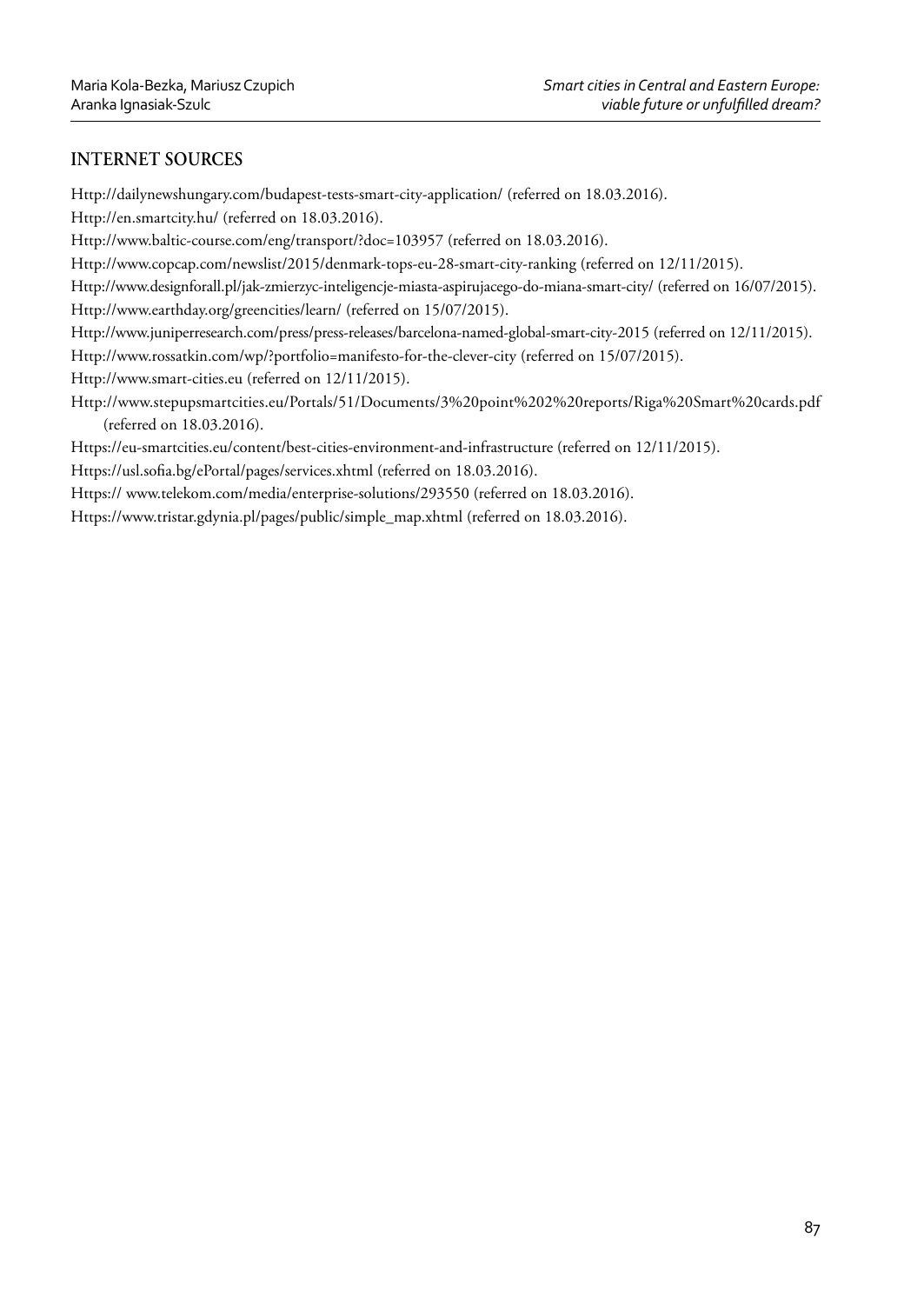## INTERNET SOURCES

Http://dailynewshungary.com/budapest-tests-smart-city-application/ (referred on 18.03.2016).

Http://en.smartcity.hu/ (referred on 18.03.2016).

Http://www.baltic-course.com/eng/transport/?doc=103957 (referred on 18.03.2016).

Http://www.copcap.com/newslist/2015/denmark-tops-eu-28-smart-city-ranking (referred on 12/11/2015).

Http://www.designforall.pl/jak-zmierzyc-inteligencje-miasta-aspirujacego-do-miana-smart-city/ (referred on 16/07/2015).

Http://www.earthday.org/greencities/learn/ (referred on 15/07/2015).

Http://www.juniperresearch.com/press/press-releases/barcelona-named-global-smart-city-2015 (referred on 12/11/2015).

Http://www.rossatkin.com/wp/?portfolio=manifesto-for-the-clever-city (referred on 15/07/2015).

Http://www.smart-cities.eu (referred on 12/11/2015).

Http://www.stepupsmartcities.eu/Portals/51/Documents/3%20point%202%20reports/Riga%20Smart%20cards.pdf (referred on 18.03.2016).

Https://eu-smartcities.eu/content/best-cities-environment-and-infrastructure (referred on 12/11/2015).

Https://usl.sofia.bg/ePortal/pages/services.xhtml (referred on 18.03.2016).

Https:// www.telekom.com/media/enterprise-solutions/293550 (referred on 18.03.2016).

Https://www.tristar.gdynia.pl/pages/public/simple_map.xhtml (referred on 18.03.2016).